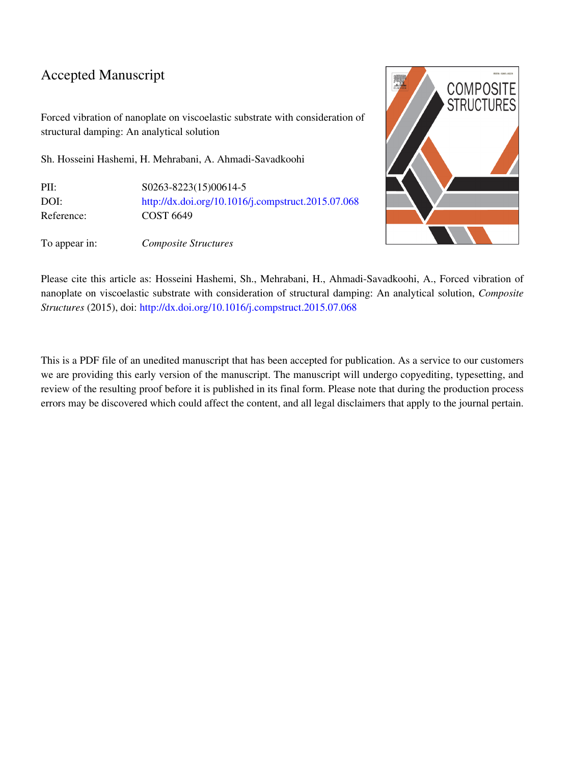# Accepted Manuscript

Forced vibration of nanoplate on viscoelastic substrate with consideration of structural damping: An analytical solution

Sh. Hosseini Hashemi, H. Mehrabani, A. Ahmadi-Savadkoohi

| | |
|---|---|
| PII: | S0263-8223(15)00614-5 |
| DOI: | http://dx.doi.org/10.1016/j.compstruct.2015.07.068 |
| Reference: | COST 6649 |
| To appear in: | *Composite Structures* |

Please cite this article as: Hosseini Hashemi, Sh., Mehrabani, H., Ahmadi-Savadkoohi, A., Forced vibration of nanoplate on viscoelastic substrate with consideration of structural damping: An analytical solution, *Composite Structures* (2015), doi: http://dx.doi.org/10.1016/j.compstruct.2015.07.068

This is a PDF file of an unedited manuscript that has been accepted for publication. As a service to our customers we are providing this early version of the manuscript. The manuscript will undergo copyediting, typesetting, and review of the resulting proof before it is published in its final form. Please note that during the production process errors may be discovered which could affect the content, and all legal disclaimers that apply to the journal pertain.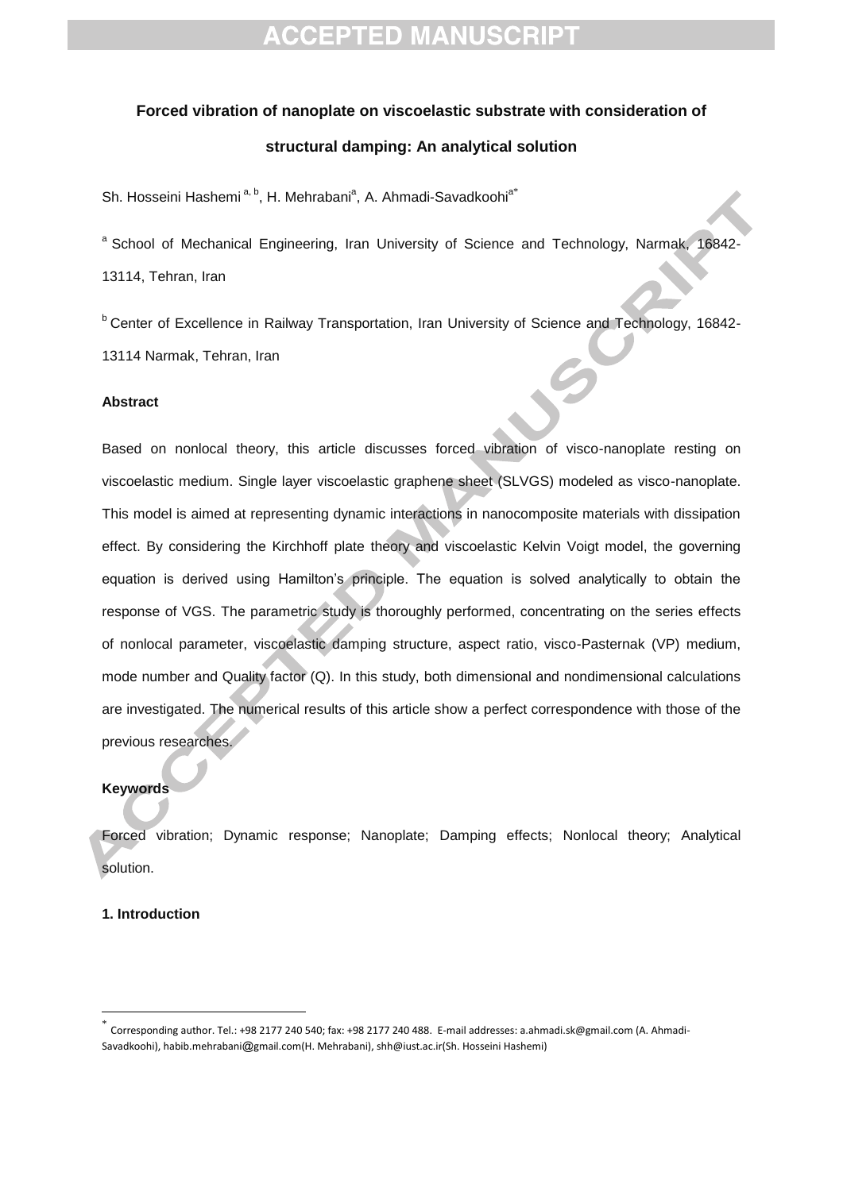# Forced vibration of nanoplate on viscoelastic substrate with consideration of structural damping: An analytical solution

Sh. Hosseini Hashemi [a, b], H. Mehrabani[a], A. Ahmadi-Savadkoohi[a*]

[a] School of Mechanical Engineering, Iran University of Science and Technology, Narmak, 16842-13114, Tehran, Iran

[b] Center of Excellence in Railway Transportation, Iran University of Science and Technology, 16842-13114 Narmak, Tehran, Iran

### Abstract

Based on nonlocal theory, this article discusses forced vibration of visco-nanoplate resting on viscoelastic medium. Single layer viscoelastic graphene sheet (SLVGS) modeled as visco-nanoplate. This model is aimed at representing dynamic interactions in nanocomposite materials with dissipation effect. By considering the Kirchhoff plate theory and viscoelastic Kelvin Voigt model, the governing equation is derived using Hamilton's principle. The equation is solved analytically to obtain the response of VGS. The parametric study is thoroughly performed, concentrating on the series effects of nonlocal parameter, viscoelastic damping structure, aspect ratio, visco-Pasternak (VP) medium, mode number and Quality factor (Q). In this study, both dimensional and nondimensional calculations are investigated. The numerical results of this article show a perfect correspondence with those of the previous researches.

### Keywords

Forced vibration; Dynamic response; Nanoplate; Damping effects; Nonlocal theory; Analytical solution.

## 1. Introduction

[*] Corresponding author. Tel.: +98 2177 240 540; fax: +98 2177 240 488. E-mail addresses: a.ahmadi.sk@gmail.com (A. Ahmadi-Savadkoohi), habib.mehrabani@gmail.com(H. Mehrabani), shh@iust.ac.ir(Sh. Hosseini Hashemi)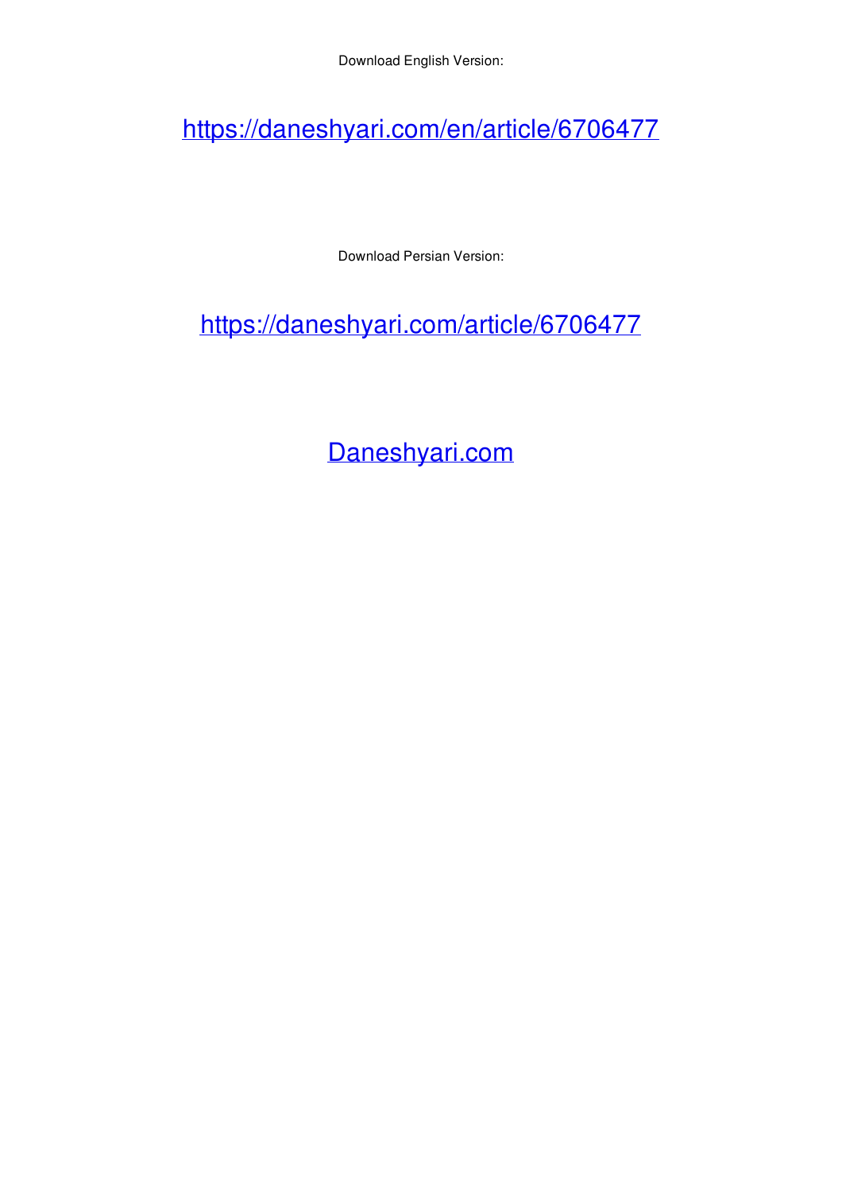Download English Version:

https://daneshyari.com/en/article/6706477

Download Persian Version:

https://daneshyari.com/article/6706477

Daneshyari.com